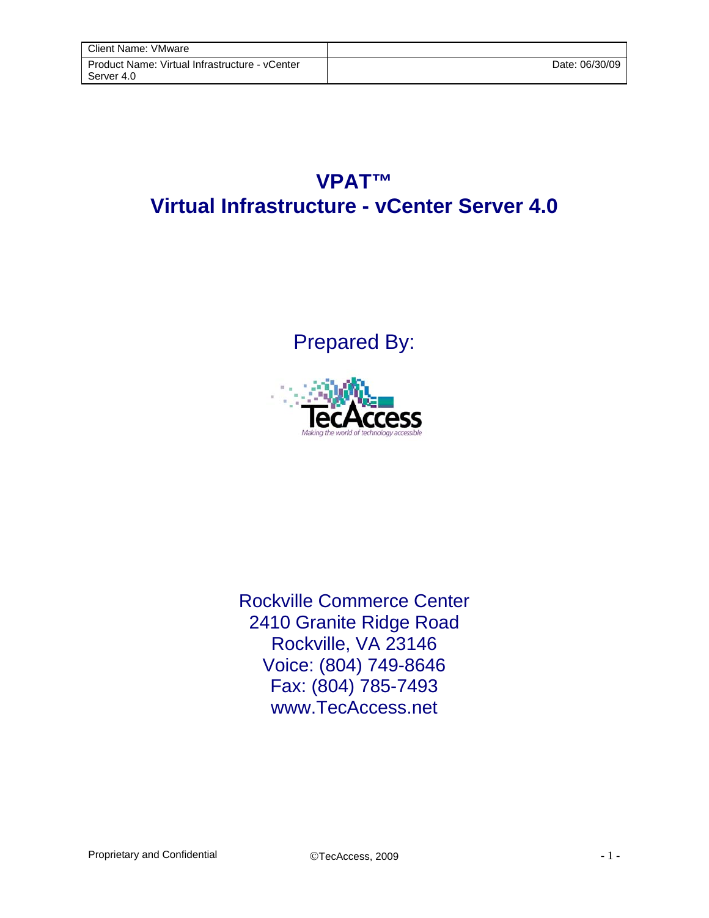| Client Name: VMware | |
|---|---|
| Product Name: Virtual Infrastructure - vCenter Server 4.0 | Date: 06/30/09 |

# VPAT™
# Virtual Infrastructure - vCenter Server 4.0

Prepared By:

TecAccess
*Making the world of technology accessible*

Rockville Commerce Center
2410 Granite Ridge Road
Rockville, VA 23146
Voice: (804) 749-8646
Fax: (804) 785-7493
www.TecAccess.net

Proprietary and Confidential ©TecAccess, 2009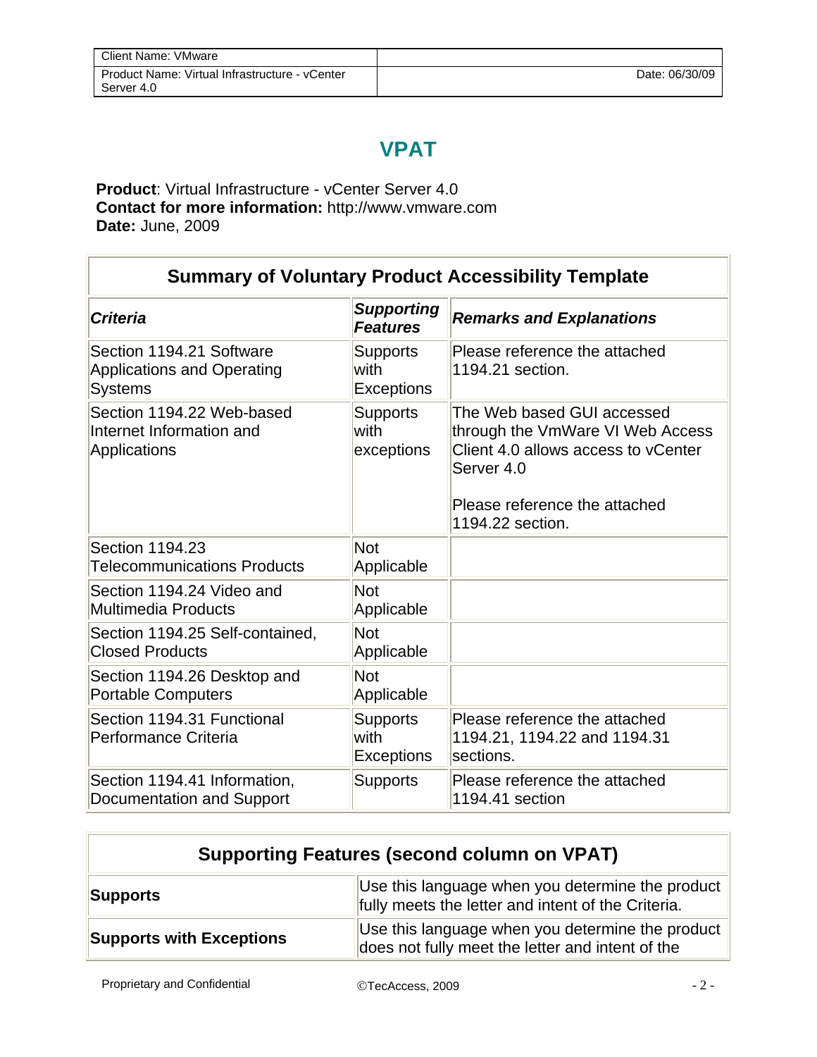# VPAT

**Product**: Virtual Infrastructure - vCenter Server 4.0
**Contact for more information:** http://www.vmware.com
**Date:** June, 2009

| Summary of Voluntary Product Accessibility Template | | |
|---|---|---|
| ***Criteria*** | ***Supporting Features*** | ***Remarks and Explanations*** |
| Section 1194.21 Software Applications and Operating Systems | Supports with Exceptions | Please reference the attached 1194.21 section. |
| Section 1194.22 Web-based Internet Information and Applications | Supports with exceptions | The Web based GUI accessed through the VmWare VI Web Access Client 4.0 allows access to vCenter Server 4.0<br><br>Please reference the attached 1194.22 section. |
| Section 1194.23 Telecommunications Products | Not Applicable | |
| Section 1194.24 Video and Multimedia Products | Not Applicable | |
| Section 1194.25 Self-contained, Closed Products | Not Applicable | |
| Section 1194.26 Desktop and Portable Computers | Not Applicable | |
| Section 1194.31 Functional Performance Criteria | Supports with Exceptions | Please reference the attached 1194.21, 1194.22 and 1194.31 sections. |
| Section 1194.41 Information, Documentation and Support | Supports | Please reference the attached 1194.41 section |

| Supporting Features (second column on VPAT) | |
|---|---|
| **Supports** | Use this language when you determine the product fully meets the letter and intent of the Criteria. |
| **Supports with Exceptions** | Use this language when you determine the product does not fully meet the letter and intent of the |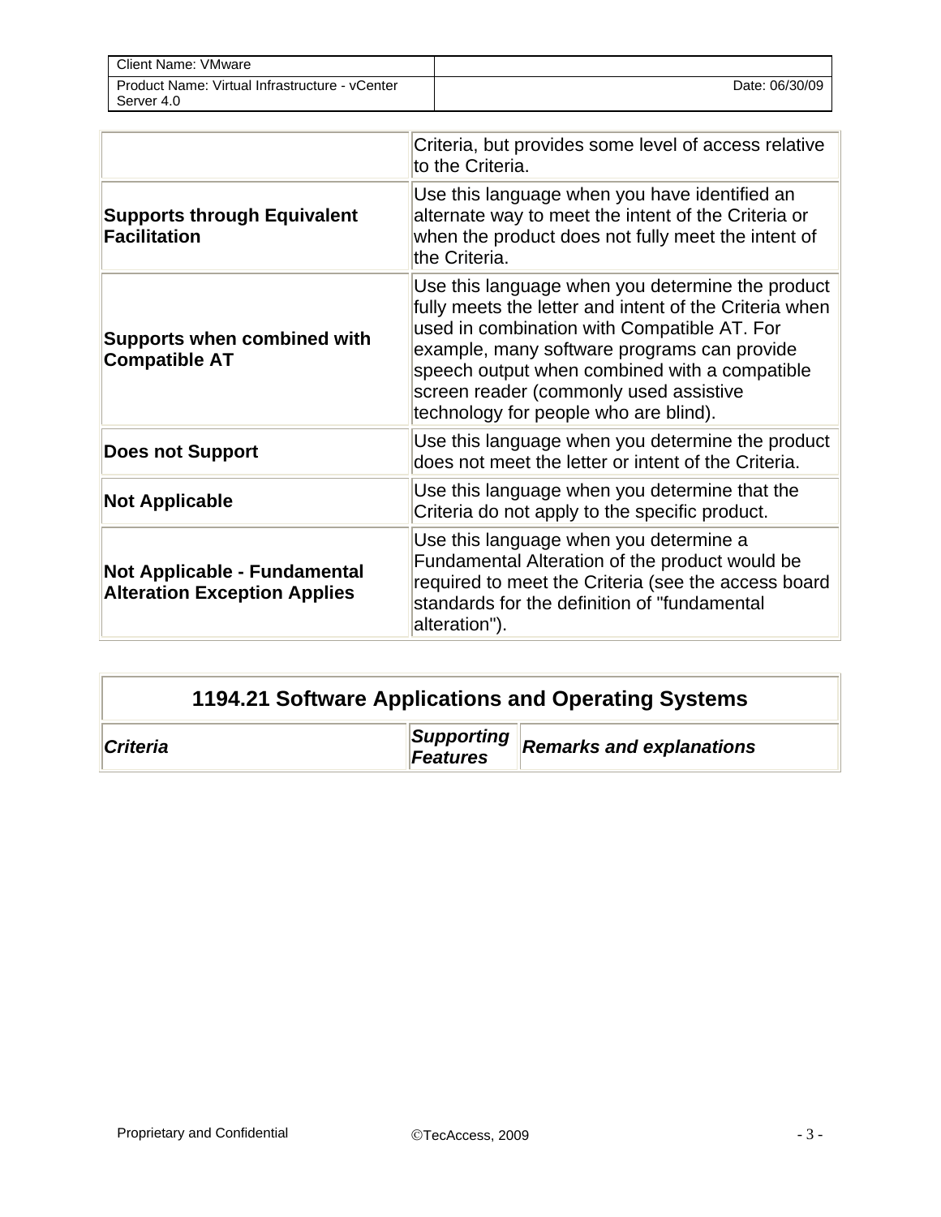| | |
|---|---|
| | Criteria, but provides some level of access relative to the Criteria. |
| **Supports through Equivalent Facilitation** | Use this language when you have identified an alternate way to meet the intent of the Criteria or when the product does not fully meet the intent of the Criteria. |
| **Supports when combined with Compatible AT** | Use this language when you determine the product fully meets the letter and intent of the Criteria when used in combination with Compatible AT. For example, many software programs can provide speech output when combined with a compatible screen reader (commonly used assistive technology for people who are blind). |
| **Does not Support** | Use this language when you determine the product does not meet the letter or intent of the Criteria. |
| **Not Applicable** | Use this language when you determine that the Criteria do not apply to the specific product. |
| **Not Applicable - Fundamental Alteration Exception Applies** | Use this language when you determine a Fundamental Alteration of the product would be required to meet the Criteria (see the access board standards for the definition of "fundamental alteration"). |

## 1194.21 Software Applications and Operating Systems

| ***Criteria*** | ***Supporting Features*** | ***Remarks and explanations*** |
|---|---|---|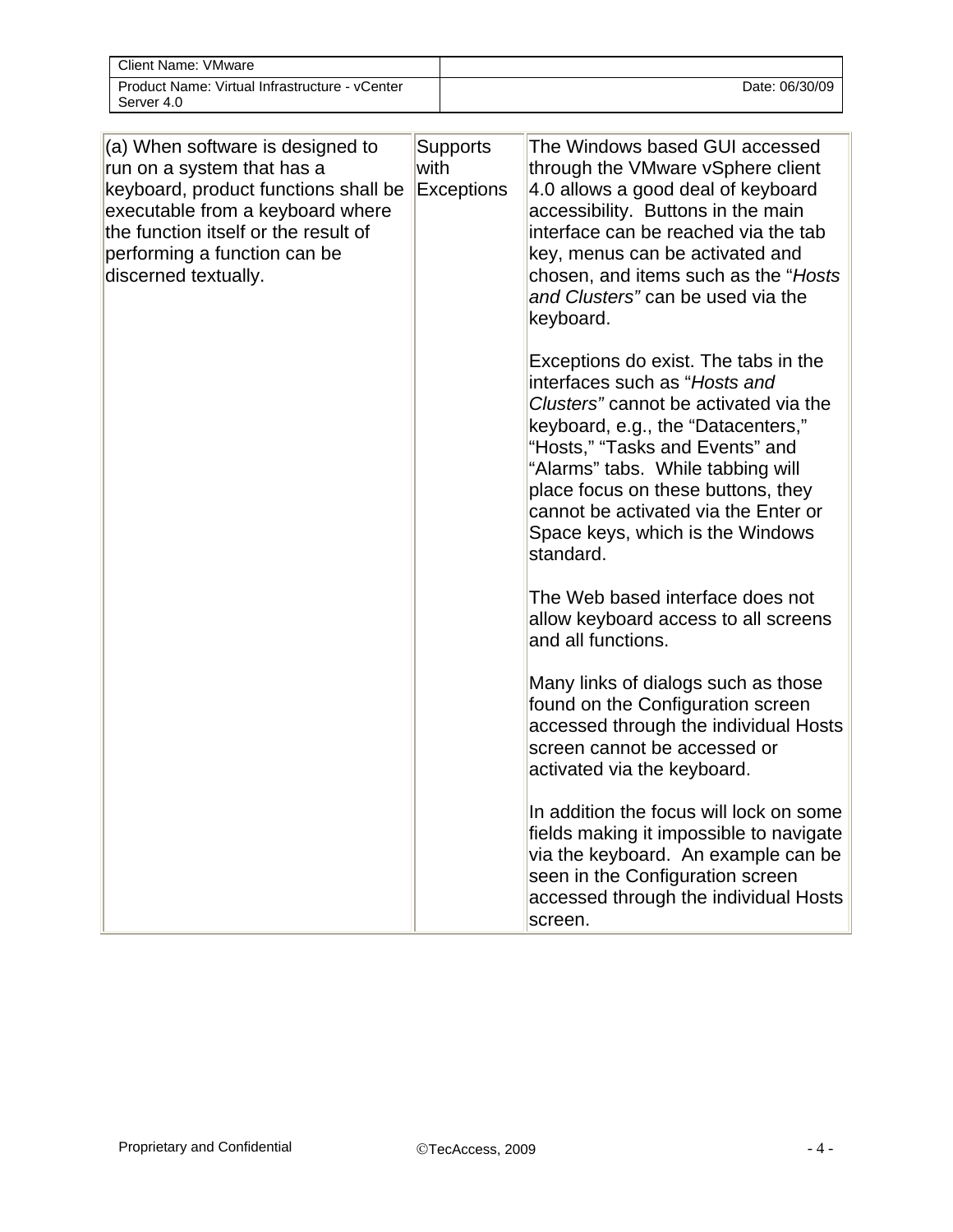| (a) When software is designed to run on a system that has a keyboard, product functions shall be executable from a keyboard where the function itself or the result of performing a function can be discerned textually. | Supports with Exceptions | The Windows based GUI accessed through the VMware vSphere client 4.0 allows a good deal of keyboard accessibility. Buttons in the main interface can be reached via the tab key, menus can be activated and chosen, and items such as the "*Hosts and Clusters"* can be used via the keyboard.<br><br>Exceptions do exist. The tabs in the interfaces such as "*Hosts and Clusters"* cannot be activated via the keyboard, e.g., the "Datacenters," "Hosts," "Tasks and Events" and "Alarms" tabs. While tabbing will place focus on these buttons, they cannot be activated via the Enter or Space keys, which is the Windows standard.<br><br>The Web based interface does not allow keyboard access to all screens and all functions.<br><br>Many links of dialogs such as those found on the Configuration screen accessed through the individual Hosts screen cannot be accessed or activated via the keyboard.<br><br>In addition the focus will lock on some fields making it impossible to navigate via the keyboard. An example can be seen in the Configuration screen accessed through the individual Hosts screen. |
|---|---|---|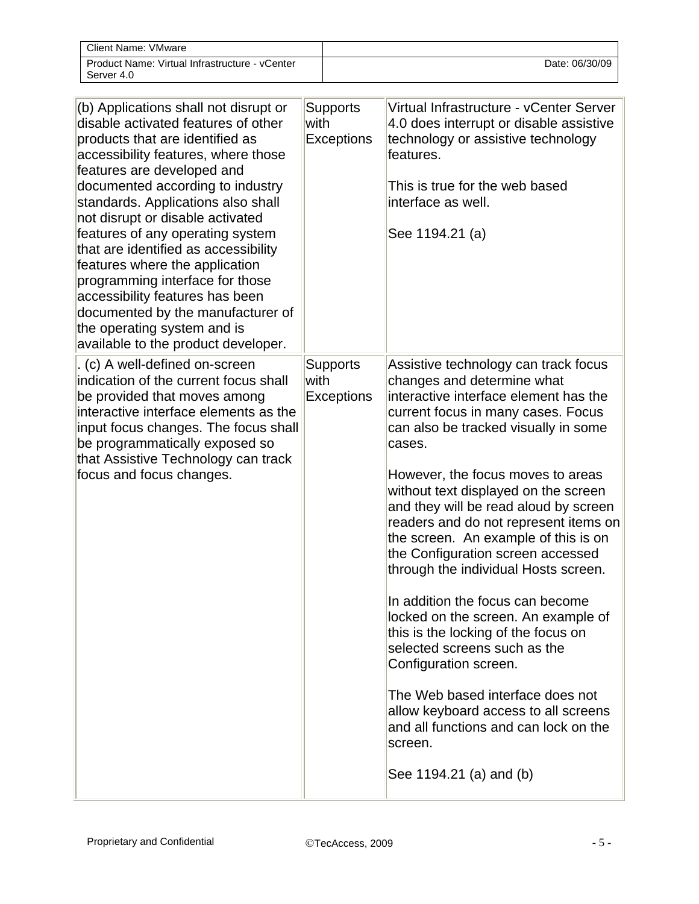| | | |
|---|---|---|
| (b) Applications shall not disrupt or disable activated features of other products that are identified as accessibility features, where those features are developed and documented according to industry standards. Applications also shall not disrupt or disable activated features of any operating system that are identified as accessibility features where the application programming interface for those accessibility features has been documented by the manufacturer of the operating system and is available to the product developer. | Supports with Exceptions | Virtual Infrastructure - vCenter Server 4.0 does interrupt or disable assistive technology or assistive technology features.<br><br>This is true for the web based interface as well.<br><br>See 1194.21 (a) |
| . (c) A well-defined on-screen indication of the current focus shall be provided that moves among interactive interface elements as the input focus changes. The focus shall be programmatically exposed so that Assistive Technology can track focus and focus changes. | Supports with Exceptions | Assistive technology can track focus changes and determine what interactive interface element has the current focus in many cases. Focus can also be tracked visually in some cases.<br><br>However, the focus moves to areas without text displayed on the screen and they will be read aloud by screen readers and do not represent items on the screen. An example of this is on the Configuration screen accessed through the individual Hosts screen.<br><br>In addition the focus can become locked on the screen. An example of this is the locking of the focus on selected screens such as the Configuration screen.<br><br>The Web based interface does not allow keyboard access to all screens and all functions and can lock on the screen.<br><br>See 1194.21 (a) and (b) |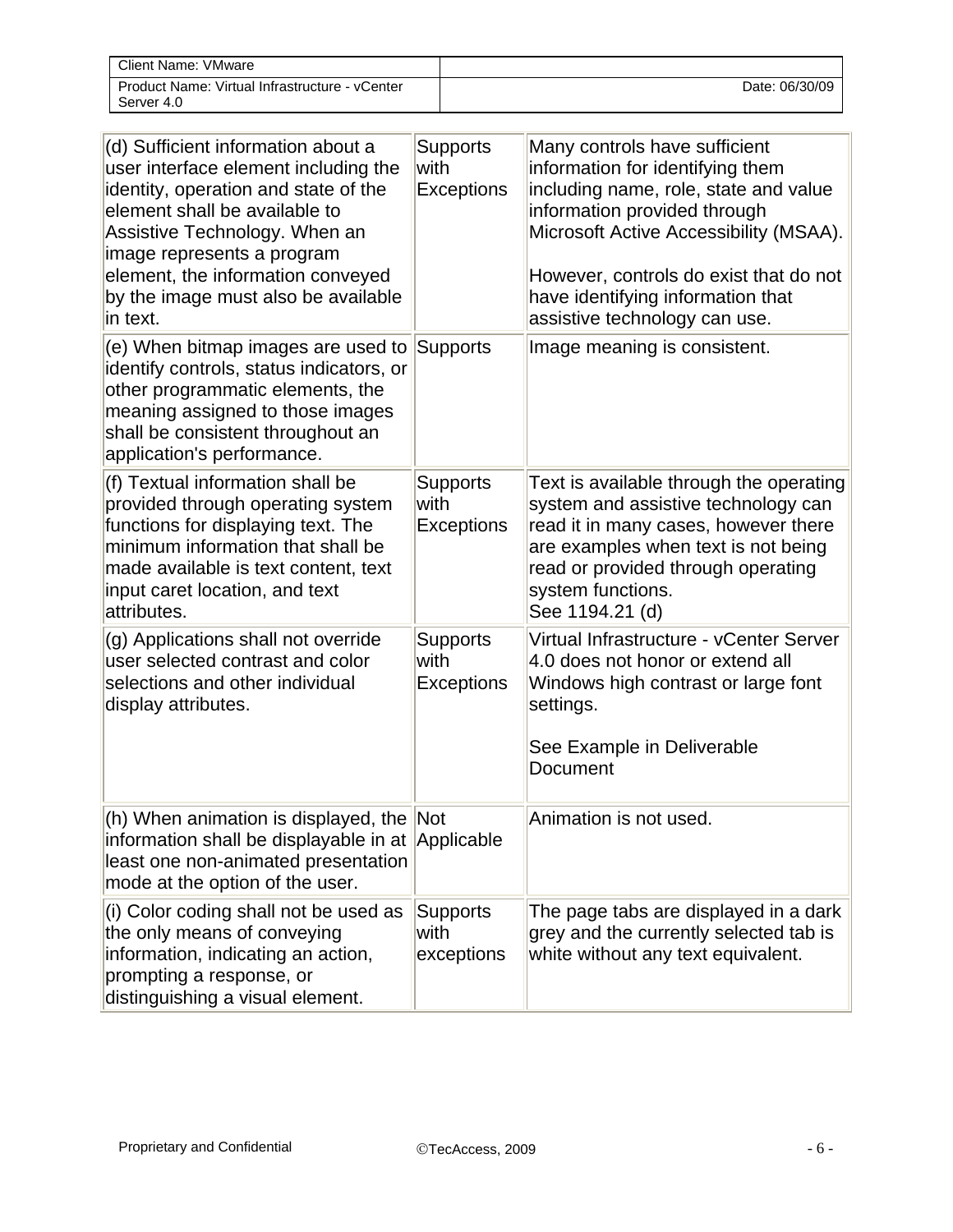| (d) Sufficient information about a user interface element including the identity, operation and state of the element shall be available to Assistive Technology. When an image represents a program element, the information conveyed by the image must also be available in text. | Supports with Exceptions | Many controls have sufficient information for identifying them including name, role, state and value information provided through Microsoft Active Accessibility (MSAA).<br><br>However, controls do exist that do not have identifying information that assistive technology can use. |
|---|---|---|
| (e) When bitmap images are used to identify controls, status indicators, or other programmatic elements, the meaning assigned to those images shall be consistent throughout an application's performance. | Supports | Image meaning is consistent. |
| (f) Textual information shall be provided through operating system functions for displaying text. The minimum information that shall be made available is text content, text input caret location, and text attributes. | Supports with Exceptions | Text is available through the operating system and assistive technology can read it in many cases, however there are examples when text is not being read or provided through operating system functions.<br>See 1194.21 (d) |
| (g) Applications shall not override user selected contrast and color selections and other individual display attributes. | Supports with Exceptions | Virtual Infrastructure - vCenter Server 4.0 does not honor or extend all Windows high contrast or large font settings.<br><br>See Example in Deliverable Document |
| (h) When animation is displayed, the information shall be displayable in at least one non-animated presentation mode at the option of the user. | Not Applicable | Animation is not used. |
| (i) Color coding shall not be used as the only means of conveying information, indicating an action, prompting a response, or distinguishing a visual element. | Supports with exceptions | The page tabs are displayed in a dark grey and the currently selected tab is white without any text equivalent. |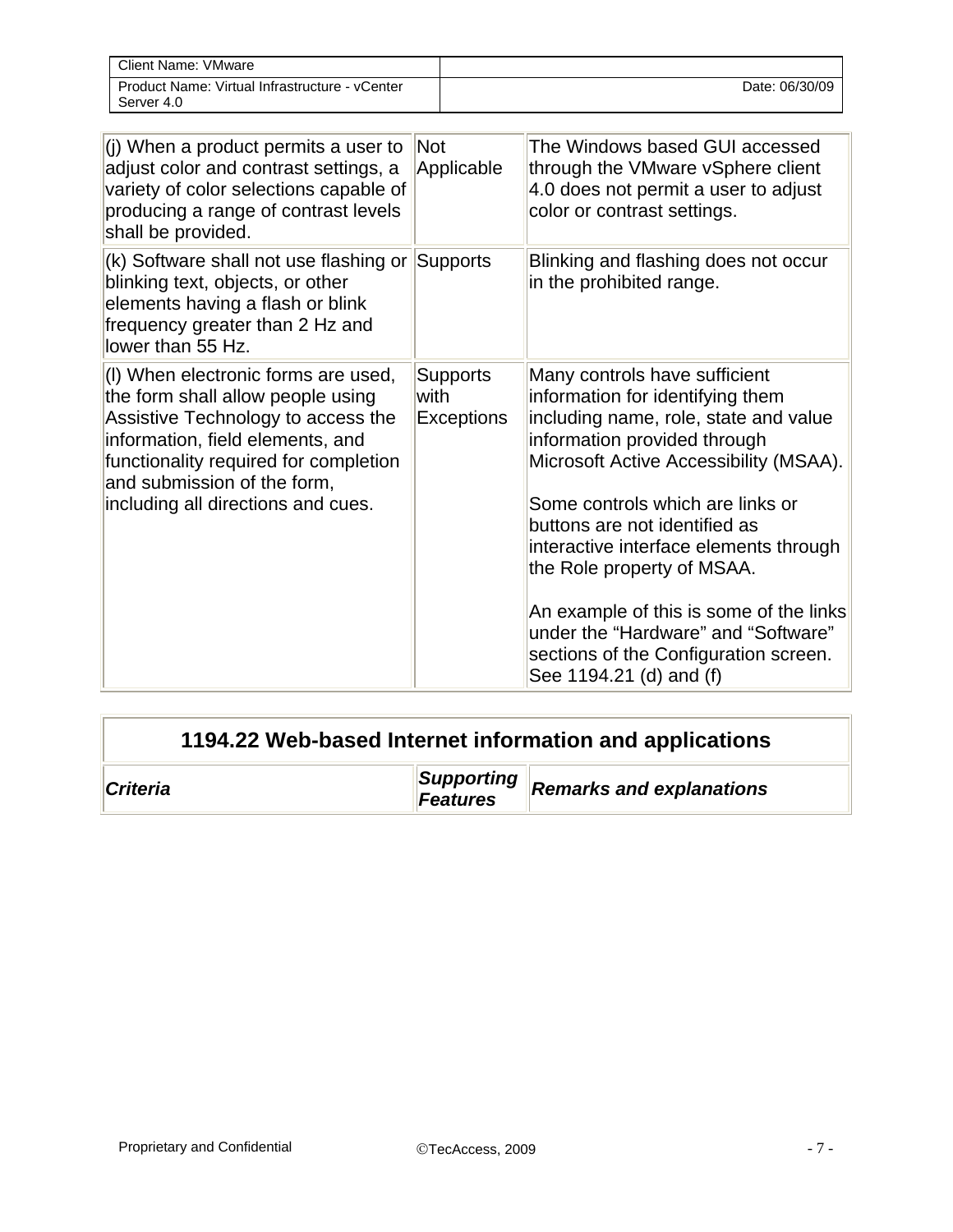| | | |
|---|---|---|
| (j) When a product permits a user to adjust color and contrast settings, a variety of color selections capable of producing a range of contrast levels shall be provided. | Not Applicable | The Windows based GUI accessed through the VMware vSphere client 4.0 does not permit a user to adjust color or contrast settings. |
| (k) Software shall not use flashing or blinking text, objects, or other elements having a flash or blink frequency greater than 2 Hz and lower than 55 Hz. | Supports | Blinking and flashing does not occur in the prohibited range. |
| (l) When electronic forms are used, the form shall allow people using Assistive Technology to access the information, field elements, and functionality required for completion and submission of the form, including all directions and cues. | Supports with Exceptions | Many controls have sufficient information for identifying them including name, role, state and value information provided through Microsoft Active Accessibility (MSAA).<br><br>Some controls which are links or buttons are not identified as interactive interface elements through the Role property of MSAA.<br><br>An example of this is some of the links under the “Hardware” and “Software” sections of the Configuration screen. See 1194.21 (d) and (f) |

| **1194.22 Web-based Internet information and applications** | | |
|---|---|---|
| ***Criteria*** | ***Supporting Features*** | ***Remarks and explanations*** |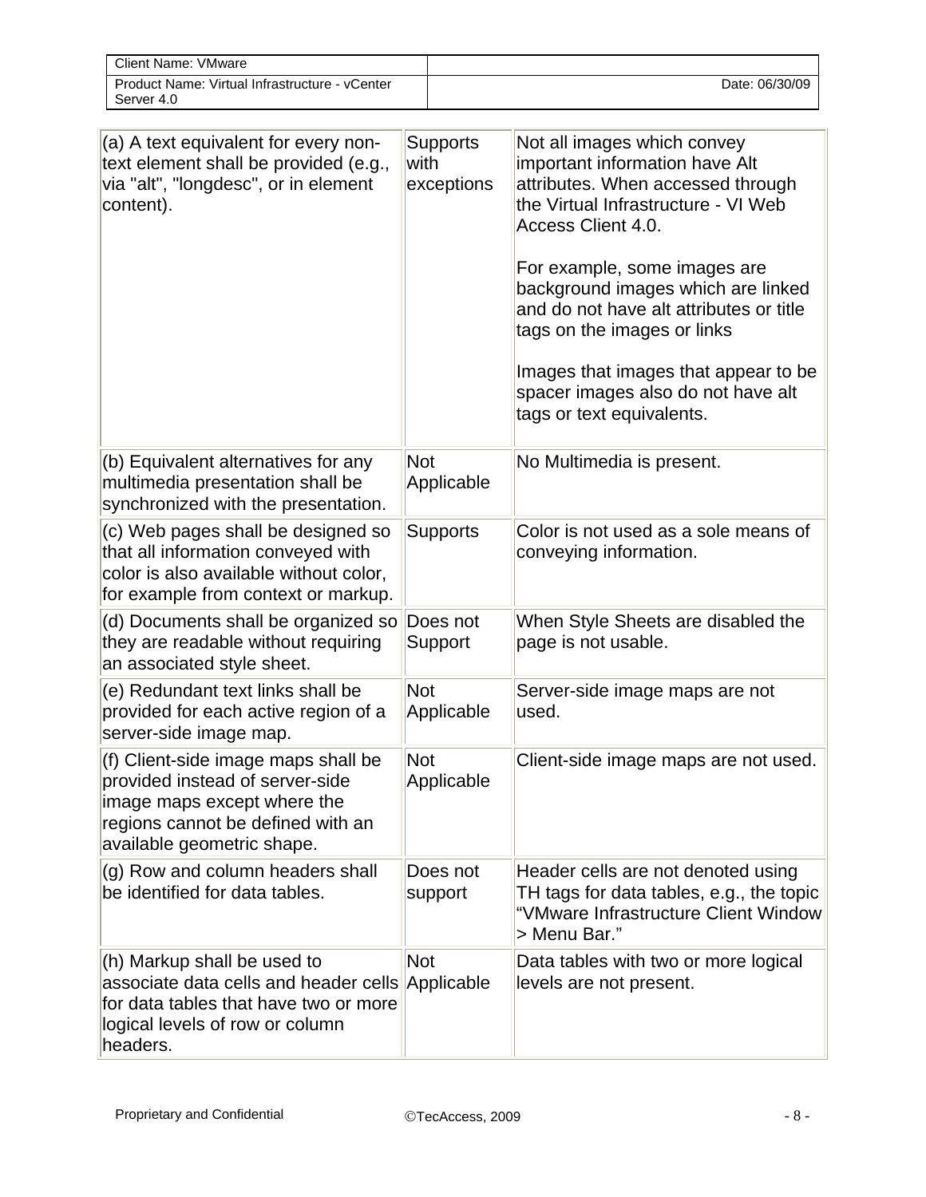| | | |
|---|---|---|
| (a) A text equivalent for every non-text element shall be provided (e.g., via "alt", "longdesc", or in element content). | Supports with exceptions | Not all images which convey important information have Alt attributes. When accessed through the Virtual Infrastructure - VI Web Access Client 4.0.<br><br>For example, some images are background images which are linked and do not have alt attributes or title tags on the images or links<br><br>Images that images that appear to be spacer images also do not have alt tags or text equivalents. |
| (b) Equivalent alternatives for any multimedia presentation shall be synchronized with the presentation. | Not Applicable | No Multimedia is present. |
| (c) Web pages shall be designed so that all information conveyed with color is also available without color, for example from context or markup. | Supports | Color is not used as a sole means of conveying information. |
| (d) Documents shall be organized so they are readable without requiring an associated style sheet. | Does not Support | When Style Sheets are disabled the page is not usable. |
| (e) Redundant text links shall be provided for each active region of a server-side image map. | Not Applicable | Server-side image maps are not used. |
| (f) Client-side image maps shall be provided instead of server-side image maps except where the regions cannot be defined with an available geometric shape. | Not Applicable | Client-side image maps are not used. |
| (g) Row and column headers shall be identified for data tables. | Does not support | Header cells are not denoted using TH tags for data tables, e.g., the topic "VMware Infrastructure Client Window > Menu Bar." |
| (h) Markup shall be used to associate data cells and header cells for data tables that have two or more logical levels of row or column headers. | Not Applicable | Data tables with two or more logical levels are not present. |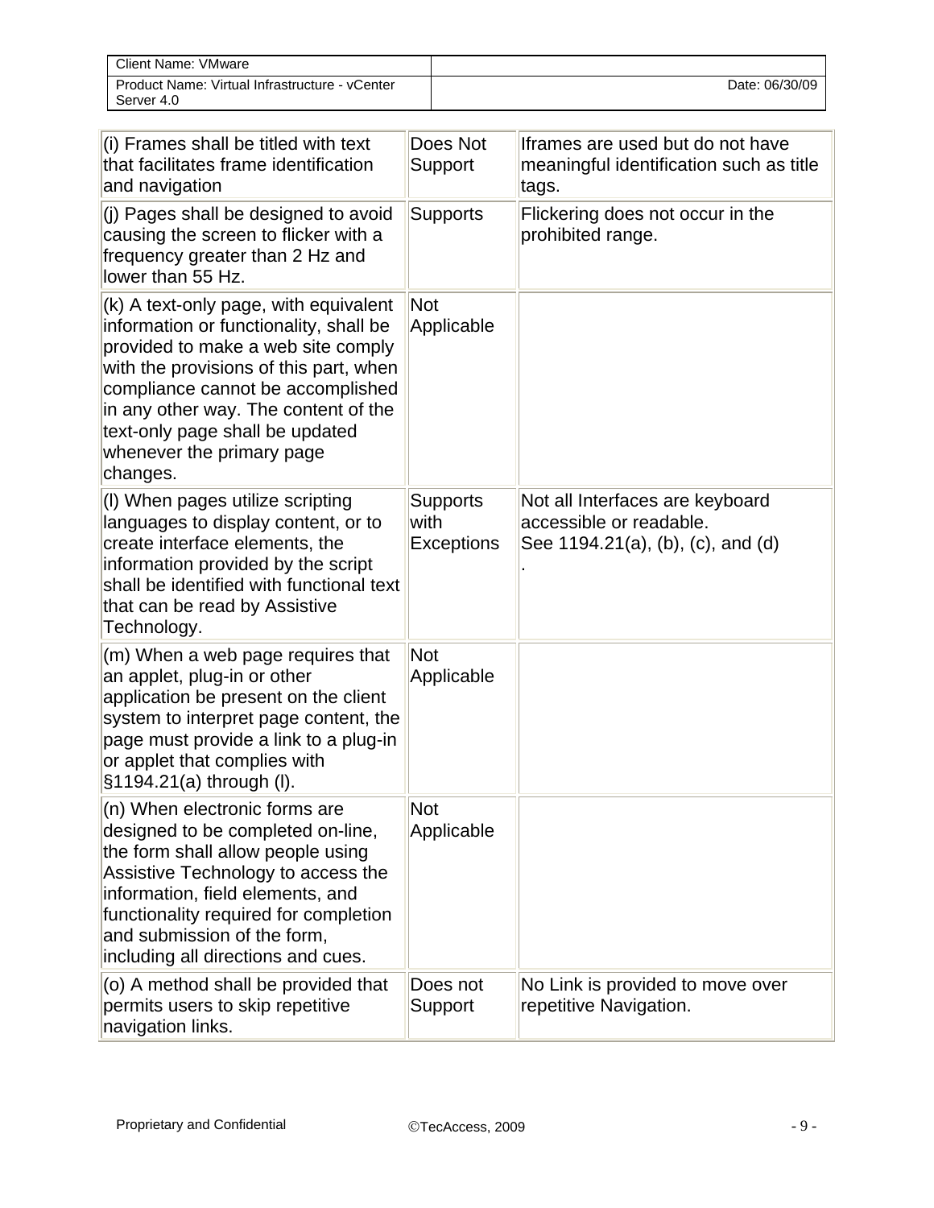| (i) Frames shall be titled with text that facilitates frame identification and navigation | Does Not Support | Iframes are used but do not have meaningful identification such as title tags. |
|---|---|---|
| (j) Pages shall be designed to avoid causing the screen to flicker with a frequency greater than 2 Hz and lower than 55 Hz. | Supports | Flickering does not occur in the prohibited range. |
| (k) A text-only page, with equivalent information or functionality, shall be provided to make a web site comply with the provisions of this part, when compliance cannot be accomplished in any other way. The content of the text-only page shall be updated whenever the primary page changes. | Not Applicable | |
| (l) When pages utilize scripting languages to display content, or to create interface elements, the information provided by the script shall be identified with functional text that can be read by Assistive Technology. | Supports with Exceptions | Not all Interfaces are keyboard accessible or readable. See 1194.21(a), (b), (c), and (d) . |
| (m) When a web page requires that an applet, plug-in or other application be present on the client system to interpret page content, the page must provide a link to a plug-in or applet that complies with §1194.21(a) through (l). | Not Applicable | |
| (n) When electronic forms are designed to be completed on-line, the form shall allow people using Assistive Technology to access the information, field elements, and functionality required for completion and submission of the form, including all directions and cues. | Not Applicable | |
| (o) A method shall be provided that permits users to skip repetitive navigation links. | Does not Support | No Link is provided to move over repetitive Navigation. |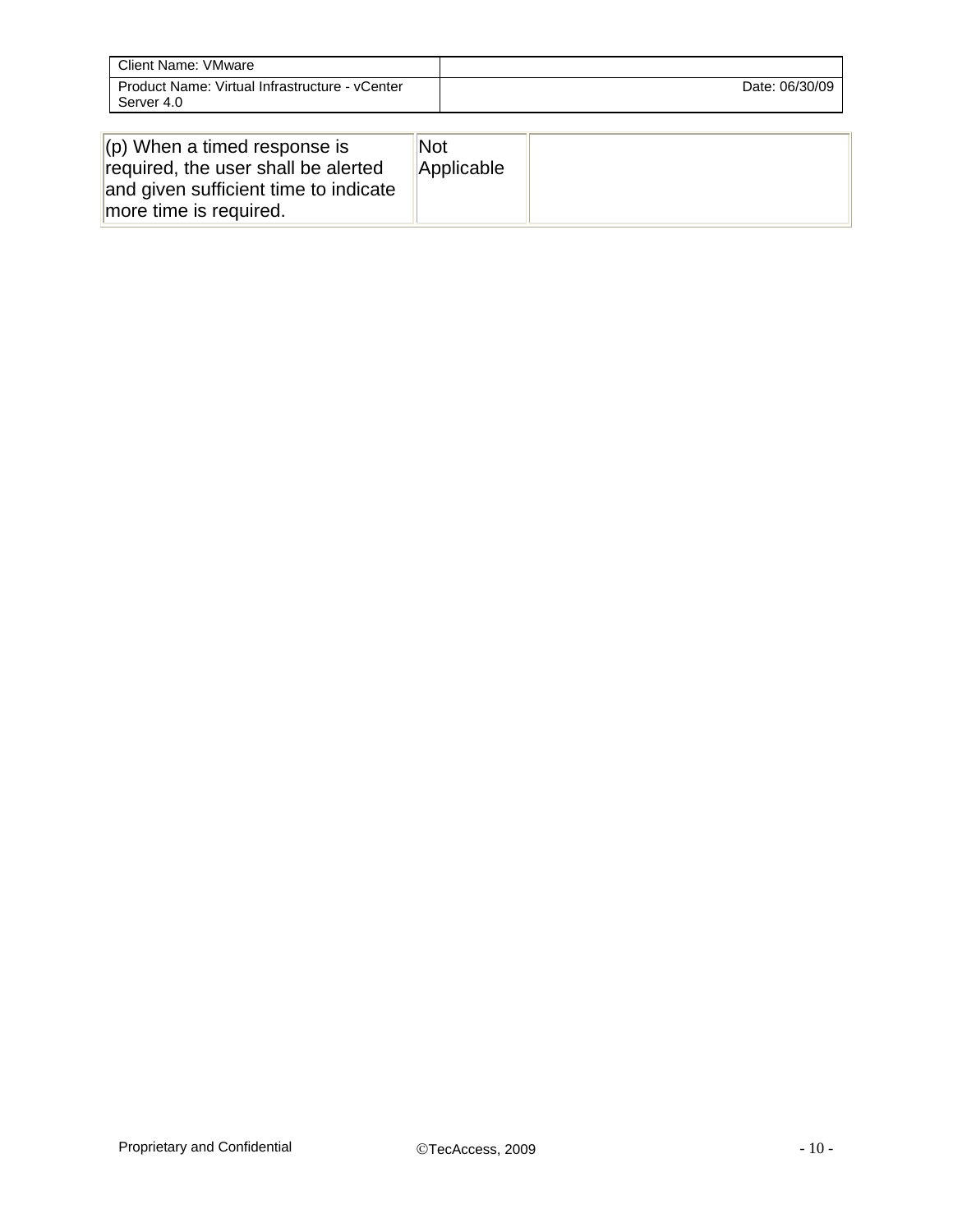| (p) When a timed response is required, the user shall be alerted and given sufficient time to indicate more time is required. | Not Applicable | |
| --- | --- | --- |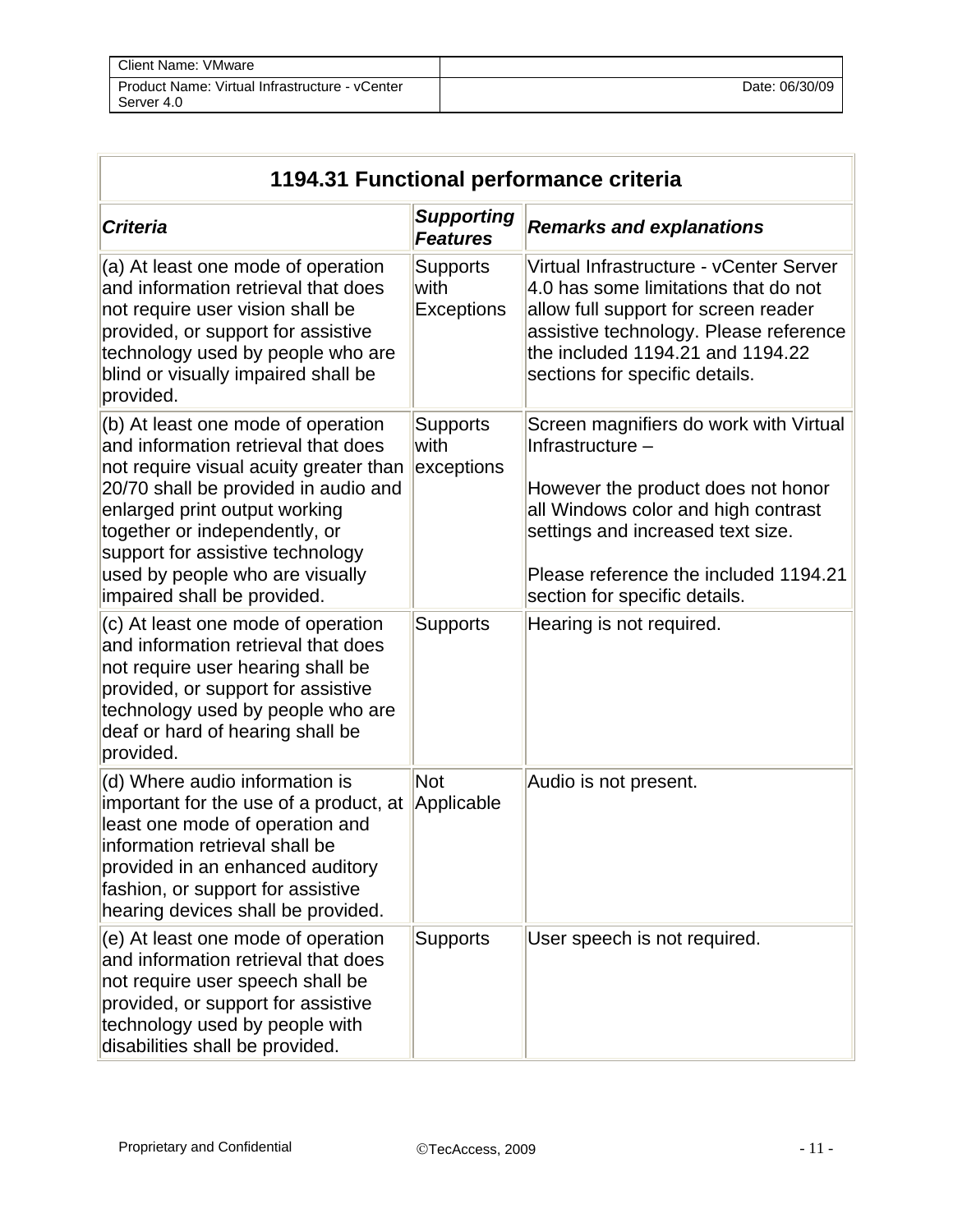| Client Name: VMware | |
|---|---|
| Product Name: Virtual Infrastructure - vCenter Server 4.0 | Date: 06/30/09 |

| 1194.31 Functional performance criteria | | |
|---|---|---|
| ***Criteria*** | ***Supporting Features*** | ***Remarks and explanations*** |
| (a) At least one mode of operation and information retrieval that does not require user vision shall be provided, or support for assistive technology used by people who are blind or visually impaired shall be provided. | Supports with Exceptions | Virtual Infrastructure - vCenter Server 4.0 has some limitations that do not allow full support for screen reader assistive technology. Please reference the included 1194.21 and 1194.22 sections for specific details. |
| (b) At least one mode of operation and information retrieval that does not require visual acuity greater than 20/70 shall be provided in audio and enlarged print output working together or independently, or support for assistive technology used by people who are visually impaired shall be provided. | Supports with exceptions | Screen magnifiers do work with Virtual Infrastructure – <br><br> However the product does not honor all Windows color and high contrast settings and increased text size. <br><br> Please reference the included 1194.21 section for specific details. |
| (c) At least one mode of operation and information retrieval that does not require user hearing shall be provided, or support for assistive technology used by people who are deaf or hard of hearing shall be provided. | Supports | Hearing is not required. |
| (d) Where audio information is important for the use of a product, at least one mode of operation and information retrieval shall be provided in an enhanced auditory fashion, or support for assistive hearing devices shall be provided. | Not Applicable | Audio is not present. |
| (e) At least one mode of operation and information retrieval that does not require user speech shall be provided, or support for assistive technology used by people with disabilities shall be provided. | Supports | User speech is not required. |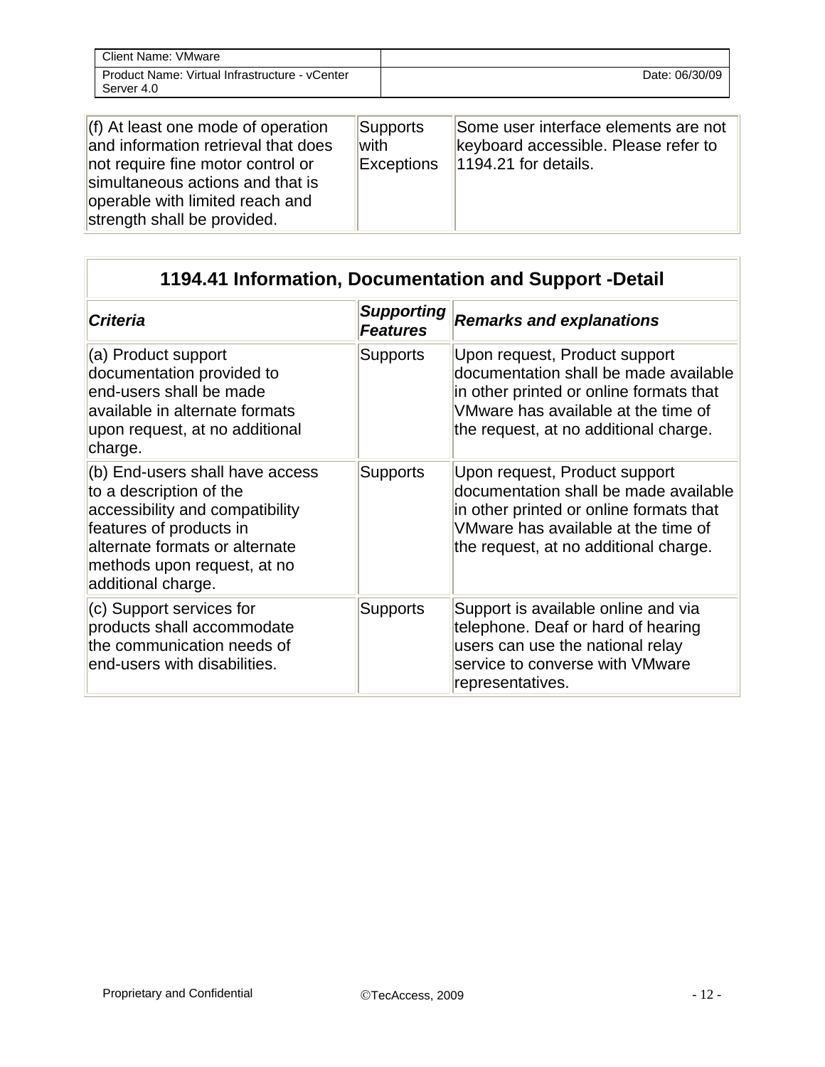| | | |
|---|---|---|
| (f) At least one mode of operation and information retrieval that does not require fine motor control or simultaneous actions and that is operable with limited reach and strength shall be provided. | Supports with Exceptions | Some user interface elements are not keyboard accessible. Please refer to 1194.21 for details. |

| 1194.41 Information, Documentation and Support -Detail | | |
|---|---|---|
| ***Criteria*** | ***Supporting Features*** | ***Remarks and explanations*** |
| (a) Product support documentation provided to end-users shall be made available in alternate formats upon request, at no additional charge. | Supports | Upon request, Product support documentation shall be made available in other printed or online formats that VMware has available at the time of the request, at no additional charge. |
| (b) End-users shall have access to a description of the accessibility and compatibility features of products in alternate formats or alternate methods upon request, at no additional charge. | Supports | Upon request, Product support documentation shall be made available in other printed or online formats that VMware has available at the time of the request, at no additional charge. |
| (c) Support services for products shall accommodate the communication needs of end-users with disabilities. | Supports | Support is available online and via telephone. Deaf or hard of hearing users can use the national relay service to converse with VMware representatives. |